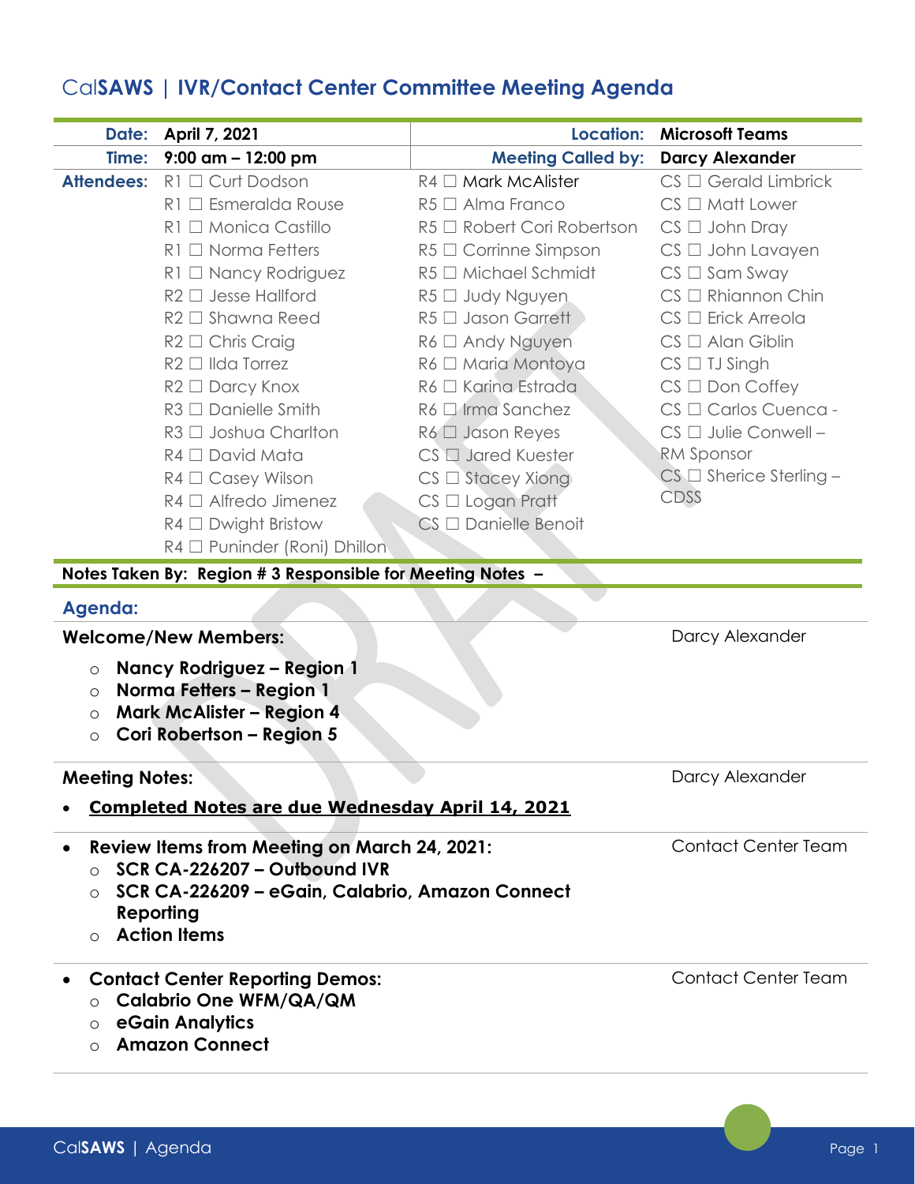# CalSAWS | IVR/Contact Center Committee Meeting Agenda

| | | | |
|---|---|---|---|
| **Date:** | **April 7, 2021** | **Location:** | **Microsoft Teams** |
| **Time:** | **9:00 am – 12:00 pm** | **Meeting Called by:** | **Darcy Alexander** |

**Attendees:**

| | | |
|---|---|---|
| R1 ☐ Curt Dodson | R4 ☐ Mark McAlister | CS ☐ Gerald Limbrick |
| R1 ☐ Esmeralda Rouse | R5 ☐ Alma Franco | CS ☐ Matt Lower |
| R1 ☐ Monica Castillo | R5 ☐ Robert Cori Robertson | CS ☐ John Dray |
| R1 ☐ Norma Fetters | R5 ☐ Corrinne Simpson | CS ☐ John Lavayen |
| R1 ☐ Nancy Rodriguez | R5 ☐ Michael Schmidt | CS ☐ Sam Sway |
| R2 ☐ Jesse Halfford | R5 ☐ Judy Nguyen | CS ☐ Rhiannon Chin |
| R2 ☐ Shawna Reed | R5 ☐ Jason Garrett | CS ☐ Erick Arreola |
| R2 ☐ Chris Craig | R6 ☐ Andy Nguyen | CS ☐ Alan Giblin |
| R2 ☐ Ilda Torrez | R6 ☐ Maria Montoya | CS ☐ TJ Singh |
| R2 ☐ Darcy Knox | R6 ☐ Karina Estrada | CS ☐ Don Coffey |
| R3 ☐ Danielle Smith | R6 ☐ Irma Sanchez | CS ☐ Carlos Cuenca - |
| R3 ☐ Joshua Charlton | R6 ☐ Jason Reyes | CS ☐ Julie Conwell – RM Sponsor |
| R4 ☐ David Mata | CS ☐ Jared Kuester | CS ☐ Sherice Sterling – CDSS |
| R4 ☐ Casey Wilson | CS ☐ Stacey Xiong | |
| R4 ☐ Alfredo Jimenez | CS ☐ Logan Pratt | |
| R4 ☐ Dwight Bristow | CS ☐ Danielle Benoit | |
| R4 ☐ Puninder (Roni) Dhillon | | |

**Notes Taken By: Region # 3 Responsible for Meeting Notes –**

## Agenda:

**Welcome/New Members:** — Darcy Alexander

- **Nancy Rodriguez – Region 1**
- **Norma Fetters – Region 1**
- **Mark McAlister – Region 4**
- **Cori Robertson – Region 5**

**Meeting Notes:** — Darcy Alexander

- **Completed Notes are due Wednesday April 14, 2021**

- **Review Items from Meeting on March 24, 2021:** — Contact Center Team
  - **SCR CA-226207 – Outbound IVR**
  - **SCR CA-226209 – eGain, Calabrio, Amazon Connect Reporting**
  - **Action Items**

- **Contact Center Reporting Demos:** — Contact Center Team
  - **Calabrio One WFM/QA/QM**
  - **eGain Analytics**
  - **Amazon Connect**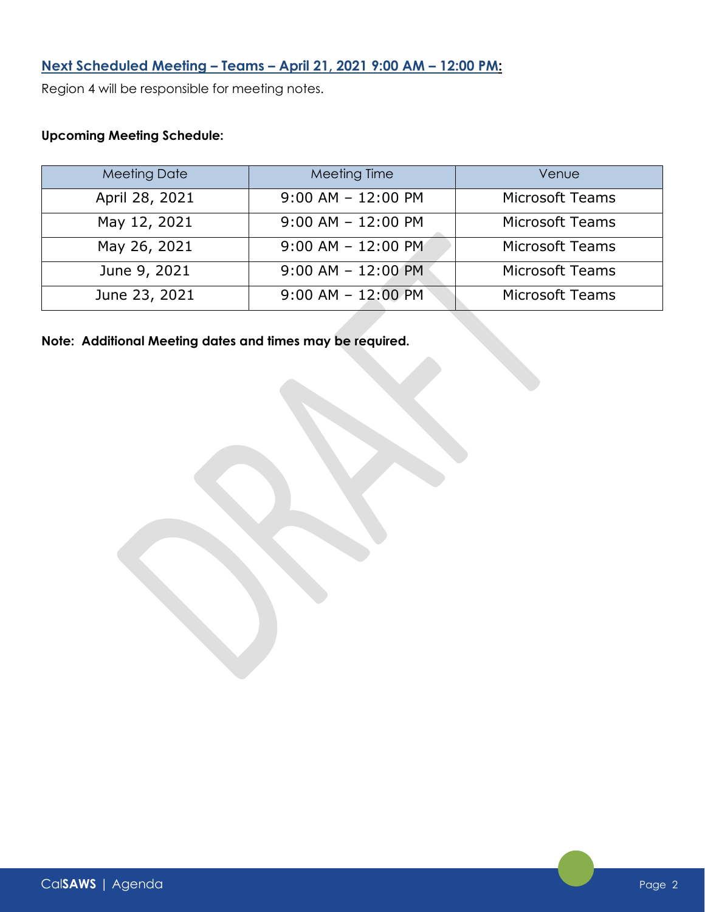## Next Scheduled Meeting – Teams – April 21, 2021 9:00 AM – 12:00 PM:

Region 4 will be responsible for meeting notes.

**Upcoming Meeting Schedule:**

| Meeting Date | Meeting Time | Venue |
| --- | --- | --- |
| April 28, 2021 | 9:00 AM – 12:00 PM | Microsoft Teams |
| May 12, 2021 | 9:00 AM – 12:00 PM | Microsoft Teams |
| May 26, 2021 | 9:00 AM – 12:00 PM | Microsoft Teams |
| June 9, 2021 | 9:00 AM – 12:00 PM | Microsoft Teams |
| June 23, 2021 | 9:00 AM – 12:00 PM | Microsoft Teams |

**Note: Additional Meeting dates and times may be required.**